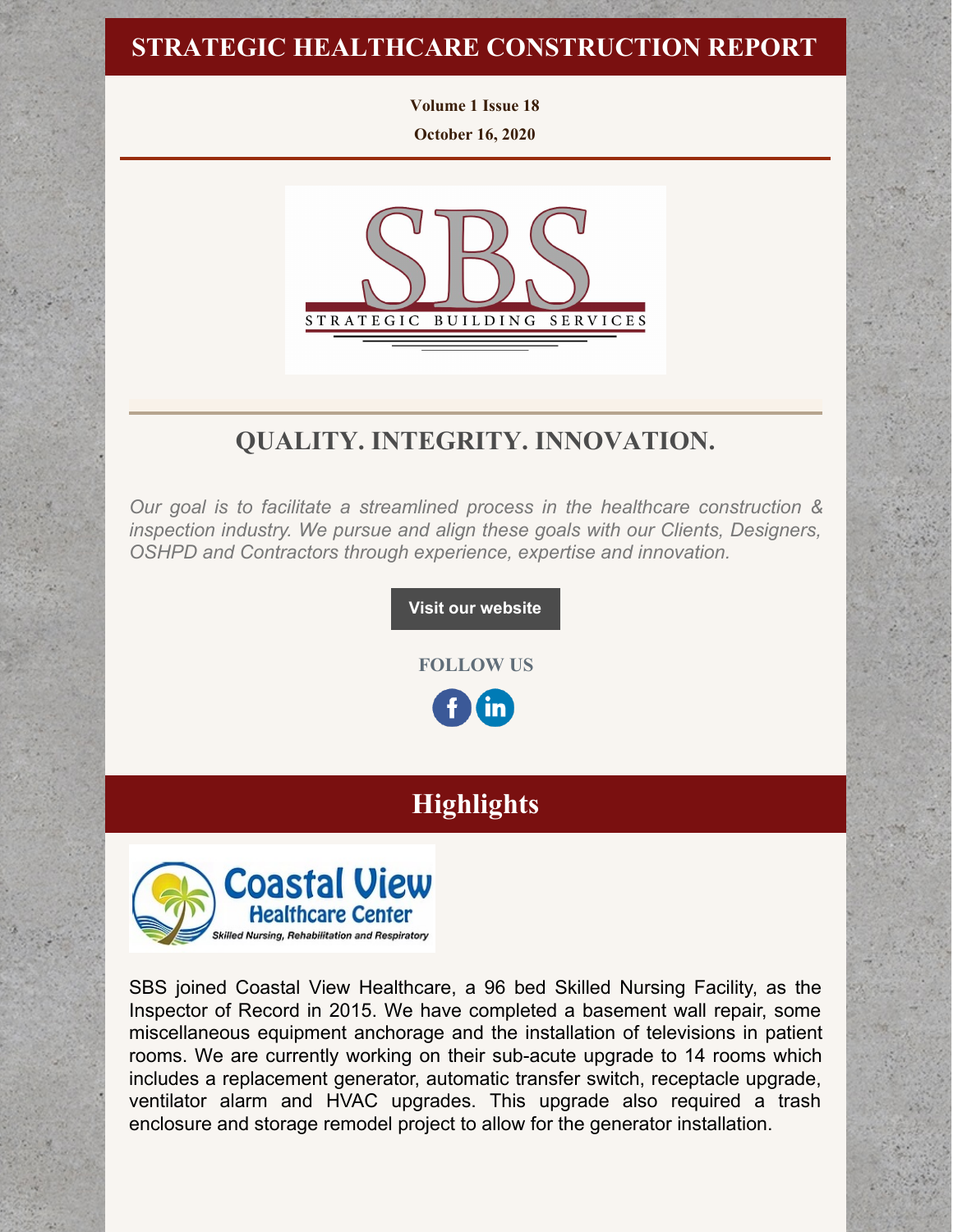# STRATEGIC HEALTHCARE CONSTRUCTION REPORT

**Volume 1 Issue 18**

**October 16, 2020**

STRATEGIC BUILDING SERVICES

## QUALITY. INTEGRITY. INNOVATION.

*Our goal is to facilitate a streamlined process in the healthcare construction & inspection industry. We pursue and align these goals with our Clients, Designers, OSHPD and Contractors through experience, expertise and innovation.*

**Visit our website**

**FOLLOW US**

## Highlights

Coastal View Healthcare Center

*Skilled Nursing, Rehabilitation and Respiratory*

SBS joined Coastal View Healthcare, a 96 bed Skilled Nursing Facility, as the Inspector of Record in 2015. We have completed a basement wall repair, some miscellaneous equipment anchorage and the installation of televisions in patient rooms. We are currently working on their sub-acute upgrade to 14 rooms which includes a replacement generator, automatic transfer switch, receptacle upgrade, ventilator alarm and HVAC upgrades. This upgrade also required a trash enclosure and storage remodel project to allow for the generator installation.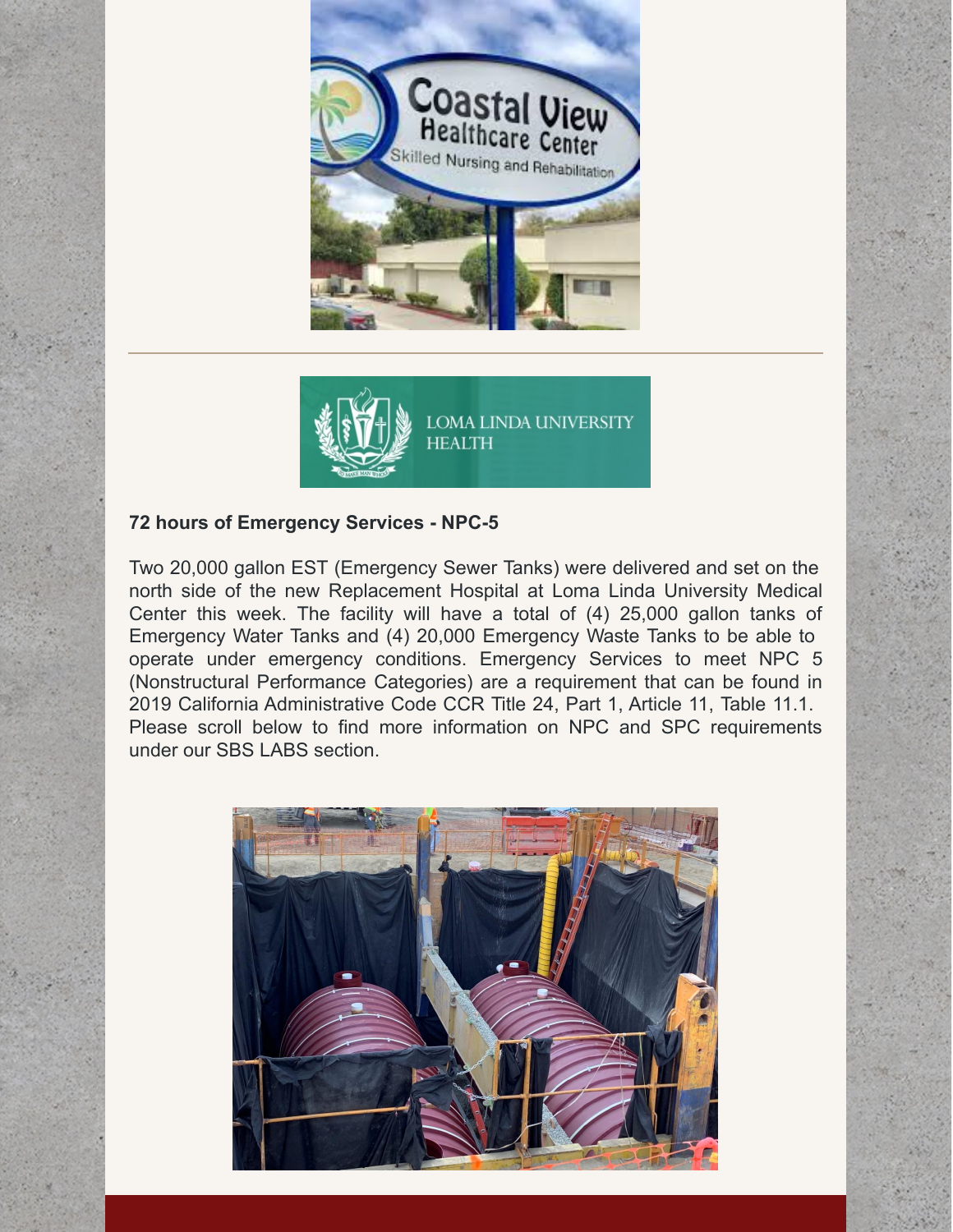**72 hours of Emergency Services - NPC-5**

Two 20,000 gallon EST (Emergency Sewer Tanks) were delivered and set on the north side of the new Replacement Hospital at Loma Linda University Medical Center this week. The facility will have a total of (4) 25,000 gallon tanks of Emergency Water Tanks and (4) 20,000 Emergency Waste Tanks to be able to operate under emergency conditions. Emergency Services to meet NPC 5 (Nonstructural Performance Categories) are a requirement that can be found in 2019 California Administrative Code CCR Title 24, Part 1, Article 11, Table 11.1. Please scroll below to find more information on NPC and SPC requirements under our SBS LABS section.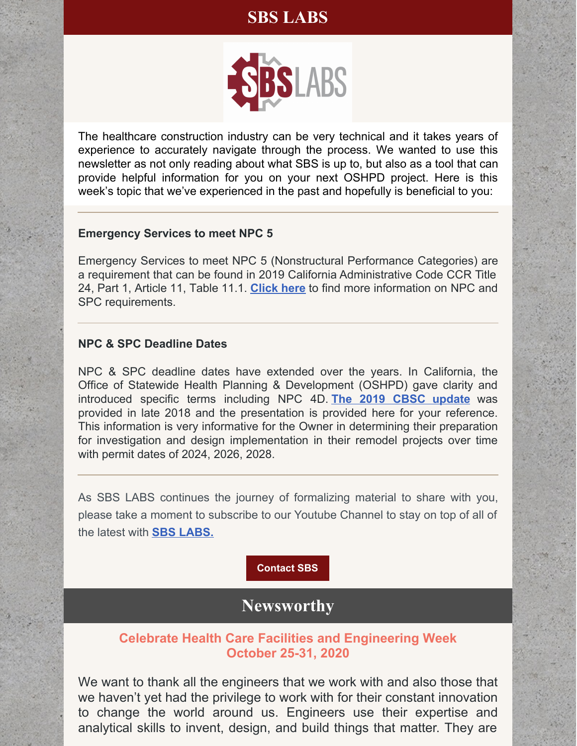# SBS LABS

The healthcare construction industry can be very technical and it takes years of experience to accurately navigate through the process. We wanted to use this newsletter as not only reading about what SBS is up to, but also as a tool that can provide helpful information for you on your next OSHPD project. Here is this week's topic that we've experienced in the past and hopefully is beneficial to you:

---

**Emergency Services to meet NPC 5**

Emergency Services to meet NPC 5 (Nonstructural Performance Categories) are a requirement that can be found in 2019 California Administrative Code CCR Title 24, Part 1, Article 11, Table 11.1. **Click here** to find more information on NPC and SPC requirements.

---

**NPC & SPC Deadline Dates**

NPC & SPC deadline dates have extended over the years. In California, the Office of Statewide Health Planning & Development (OSHPD) gave clarity and introduced specific terms including NPC 4D. **The 2019 CBSC update** was provided in late 2018 and the presentation is provided here for your reference. This information is very informative for the Owner in determining their preparation for investigation and design implementation in their remodel projects over time with permit dates of 2024, 2026, 2028.

---

As SBS LABS continues the journey of formalizing material to share with you, please take a moment to subscribe to our Youtube Channel to stay on top of all of the latest with **SBS LABS.**

**Contact SBS**

## Newsworthy

### Celebrate Health Care Facilities and Engineering Week October 25-31, 2020

We want to thank all the engineers that we work with and also those that we haven't yet had the privilege to work with for their constant innovation to change the world around us. Engineers use their expertise and analytical skills to invent, design, and build things that matter. They are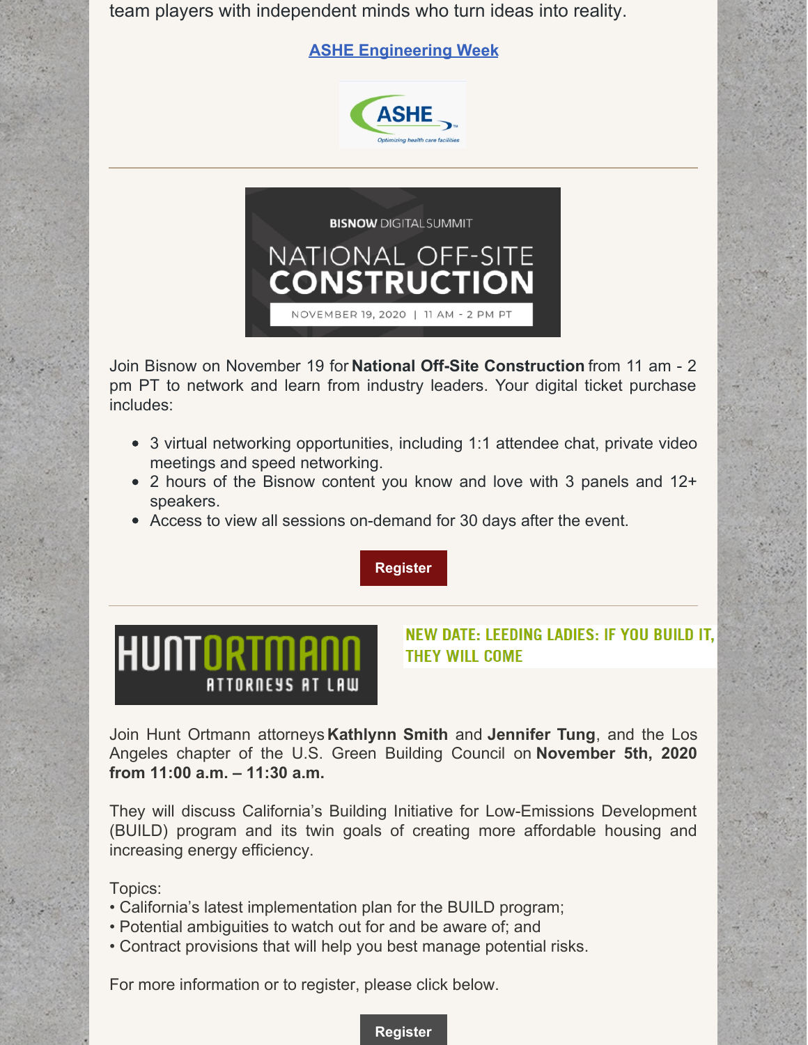team players with independent minds who turn ideas into reality.

**ASHE Engineering Week**

ASHE

Optimizing health care facilities

---

BISNOW DIGITAL SUMMIT

NATIONAL OFF-SITE CONSTRUCTION

NOVEMBER 19, 2020 | 11 AM - 2 PM PT

Join Bisnow on November 19 for **National Off-Site Construction** from 11 am - 2 pm PT to network and learn from industry leaders. Your digital ticket purchase includes:

- 3 virtual networking opportunities, including 1:1 attendee chat, private video meetings and speed networking.
- 2 hours of the Bisnow content you know and love with 3 panels and 12+ speakers.
- Access to view all sessions on-demand for 30 days after the event.

**Register**

---

HUNT ORTMANN ATTORNEYS AT LAW

## NEW DATE: LEEDING LADIES: IF YOU BUILD IT, THEY WILL COME

Join Hunt Ortmann attorneys **Kathlynn Smith** and **Jennifer Tung**, and the Los Angeles chapter of the U.S. Green Building Council on **November 5th, 2020 from 11:00 a.m. – 11:30 a.m.**

They will discuss California's Building Initiative for Low-Emissions Development (BUILD) program and its twin goals of creating more affordable housing and increasing energy efficiency.

Topics:
• California's latest implementation plan for the BUILD program;
• Potential ambiguities to watch out for and be aware of; and
• Contract provisions that will help you best manage potential risks.

For more information or to register, please click below.

**Register**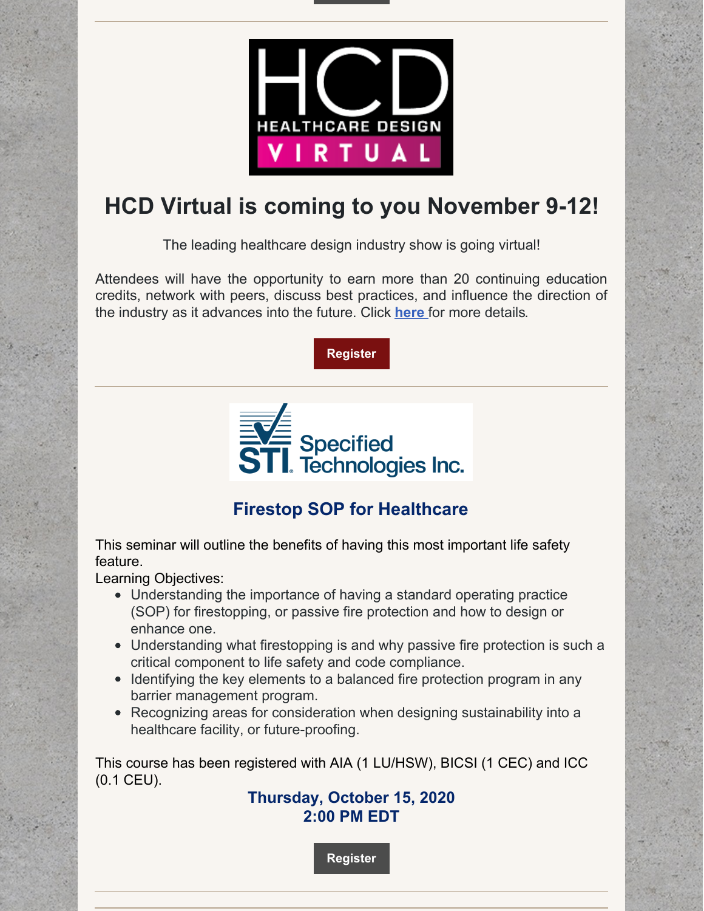# HCD Virtual is coming to you November 9-12!

The leading healthcare design industry show is going virtual!

Attendees will have the opportunity to earn more than 20 continuing education credits, network with peers, discuss best practices, and influence the direction of the industry as it advances into the future. Click **here** for more details.

**Register**

---

## Firestop SOP for Healthcare

This seminar will outline the benefits of having this most important life safety feature.

Learning Objectives:

- Understanding the importance of having a standard operating practice (SOP) for firestopping, or passive fire protection and how to design or enhance one.
- Understanding what firestopping is and why passive fire protection is such a critical component to life safety and code compliance.
- Identifying the key elements to a balanced fire protection program in any barrier management program.
- Recognizing areas for consideration when designing sustainability into a healthcare facility, or future-proofing.

This course has been registered with AIA (1 LU/HSW), BICSI (1 CEC) and ICC (0.1 CEU).

**Thursday, October 15, 2020**
**2:00 PM EDT**

**Register**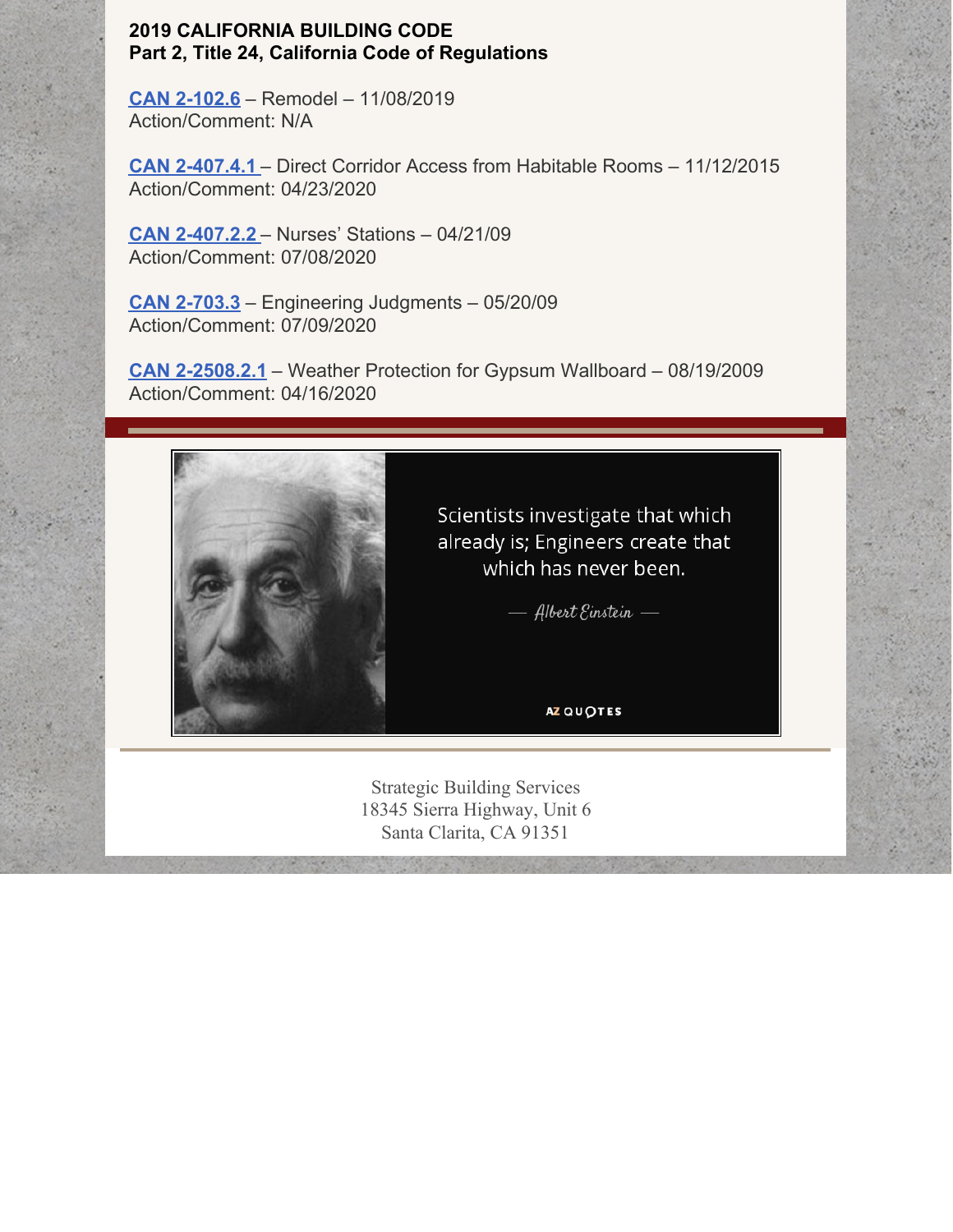**2019 CALIFORNIA BUILDING CODE**
**Part 2, Title 24, California Code of Regulations**

**CAN 2-102.6** – Remodel – 11/08/2019
Action/Comment: N/A

**CAN 2-407.4.1** – Direct Corridor Access from Habitable Rooms – 11/12/2015
Action/Comment: 04/23/2020

**CAN 2-407.2.2** – Nurses' Stations – 04/21/09
Action/Comment: 07/08/2020

**CAN 2-703.3** – Engineering Judgments – 05/20/09
Action/Comment: 07/09/2020

**CAN 2-2508.2.1** – Weather Protection for Gypsum Wallboard – 08/19/2009
Action/Comment: 04/16/2020

> Scientists investigate that which already is; Engineers create that which has never been.
>
> — Albert Einstein —

Strategic Building Services
18345 Sierra Highway, Unit 6
Santa Clarita, CA 91351